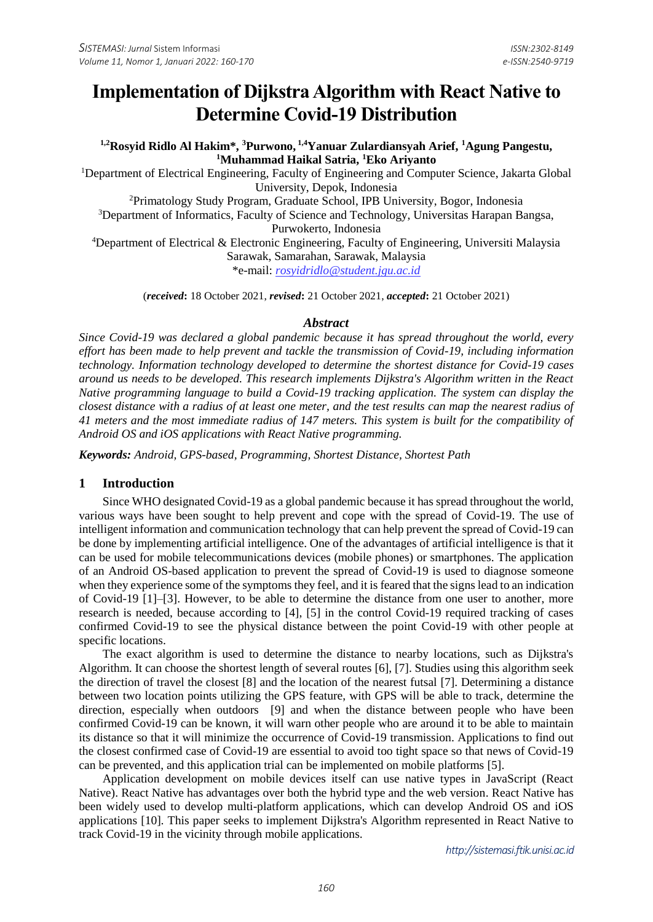# Implementation of Dijkstra Algorithm with React Native to Determine Covid-19 Distribution

**[1,2]Rosyid Ridlo Al Hakim*, [3]Purwono, [1,4]Yanuar Zulardiansyah Arief, [1]Agung Pangestu, [1]Muhammad Haikal Satria, [1]Eko Ariyanto**

[1]Department of Electrical Engineering, Faculty of Engineering and Computer Science, Jakarta Global University, Depok, Indonesia

[2]Primatology Study Program, Graduate School, IPB University, Bogor, Indonesia

[3]Department of Informatics, Faculty of Science and Technology, Universitas Harapan Bangsa, Purwokerto, Indonesia

[4]Department of Electrical & Electronic Engineering, Faculty of Engineering, Universiti Malaysia Sarawak, Samarahan, Sarawak, Malaysia

*e-mail: rosyidridlo@student.jgu.ac.id

(***received*:** 18 October 2021, ***revised*:** 21 October 2021, ***accepted*:** 21 October 2021)

## *Abstract*

*Since Covid-19 was declared a global pandemic because it has spread throughout the world, every effort has been made to help prevent and tackle the transmission of Covid-19, including information technology. Information technology developed to determine the shortest distance for Covid-19 cases around us needs to be developed. This research implements Dijkstra's Algorithm written in the React Native programming language to build a Covid-19 tracking application. The system can display the closest distance with a radius of at least one meter, and the test results can map the nearest radius of 41 meters and the most immediate radius of 147 meters. This system is built for the compatibility of Android OS and iOS applications with React Native programming.*

***Keywords:*** *Android, GPS-based, Programming, Shortest Distance, Shortest Path*

## 1 Introduction

Since WHO designated Covid-19 as a global pandemic because it has spread throughout the world, various ways have been sought to help prevent and cope with the spread of Covid-19. The use of intelligent information and communication technology that can help prevent the spread of Covid-19 can be done by implementing artificial intelligence. One of the advantages of artificial intelligence is that it can be used for mobile telecommunications devices (mobile phones) or smartphones. The application of an Android OS-based application to prevent the spread of Covid-19 is used to diagnose someone when they experience some of the symptoms they feel, and it is feared that the signs lead to an indication of Covid-19 [1]–[3]. However, to be able to determine the distance from one user to another, more research is needed, because according to [4], [5] in the control Covid-19 required tracking of cases confirmed Covid-19 to see the physical distance between the point Covid-19 with other people at specific locations.

The exact algorithm is used to determine the distance to nearby locations, such as Dijkstra's Algorithm. It can choose the shortest length of several routes [6], [7]. Studies using this algorithm seek the direction of travel the closest [8] and the location of the nearest futsal [7]. Determining a distance between two location points utilizing the GPS feature, with GPS will be able to track, determine the direction, especially when outdoors [9] and when the distance between people who have been confirmed Covid-19 can be known, it will warn other people who are around it to be able to maintain its distance so that it will minimize the occurrence of Covid-19 transmission. Applications to find out the closest confirmed case of Covid-19 are essential to avoid too tight space so that news of Covid-19 can be prevented, and this application trial can be implemented on mobile platforms [5].

Application development on mobile devices itself can use native types in JavaScript (React Native). React Native has advantages over both the hybrid type and the web version. React Native has been widely used to develop multi-platform applications, which can develop Android OS and iOS applications [10]. This paper seeks to implement Dijkstra's Algorithm represented in React Native to track Covid-19 in the vicinity through mobile applications.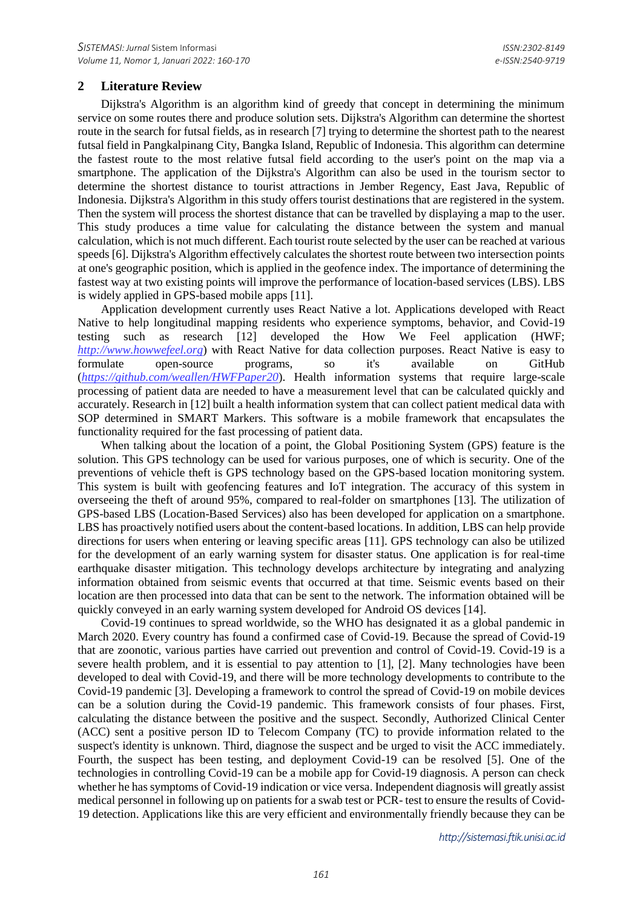## 2 Literature Review

Dijkstra's Algorithm is an algorithm kind of greedy that concept in determining the minimum service on some routes there and produce solution sets. Dijkstra's Algorithm can determine the shortest route in the search for futsal fields, as in research [7] trying to determine the shortest path to the nearest futsal field in Pangkalpinang City, Bangka Island, Republic of Indonesia. This algorithm can determine the fastest route to the most relative futsal field according to the user's point on the map via a smartphone. The application of the Dijkstra's Algorithm can also be used in the tourism sector to determine the shortest distance to tourist attractions in Jember Regency, East Java, Republic of Indonesia. Dijkstra's Algorithm in this study offers tourist destinations that are registered in the system. Then the system will process the shortest distance that can be travelled by displaying a map to the user. This study produces a time value for calculating the distance between the system and manual calculation, which is not much different. Each tourist route selected by the user can be reached at various speeds [6]. Dijkstra's Algorithm effectively calculates the shortest route between two intersection points at one's geographic position, which is applied in the geofence index. The importance of determining the fastest way at two existing points will improve the performance of location-based services (LBS). LBS is widely applied in GPS-based mobile apps [11].

Application development currently uses React Native a lot. Applications developed with React Native to help longitudinal mapping residents who experience symptoms, behavior, and Covid-19 testing such as research [12] developed the How We Feel application (HWF; *http://www.howwefeel.org*) with React Native for data collection purposes. React Native is easy to formulate open-source programs, so it's available on GitHub (*https://github.com/weallen/HWFPaper20*). Health information systems that require large-scale processing of patient data are needed to have a measurement level that can be calculated quickly and accurately. Research in [12] built a health information system that can collect patient medical data with SOP determined in SMART Markers. This software is a mobile framework that encapsulates the functionality required for the fast processing of patient data.

When talking about the location of a point, the Global Positioning System (GPS) feature is the solution. This GPS technology can be used for various purposes, one of which is security. One of the preventions of vehicle theft is GPS technology based on the GPS-based location monitoring system. This system is built with geofencing features and IoT integration. The accuracy of this system in overseeing the theft of around 95%, compared to real-folder on smartphones [13]. The utilization of GPS-based LBS (Location-Based Services) also has been developed for application on a smartphone. LBS has proactively notified users about the content-based locations. In addition, LBS can help provide directions for users when entering or leaving specific areas [11]. GPS technology can also be utilized for the development of an early warning system for disaster status. One application is for real-time earthquake disaster mitigation. This technology develops architecture by integrating and analyzing information obtained from seismic events that occurred at that time. Seismic events based on their location are then processed into data that can be sent to the network. The information obtained will be quickly conveyed in an early warning system developed for Android OS devices [14].

Covid-19 continues to spread worldwide, so the WHO has designated it as a global pandemic in March 2020. Every country has found a confirmed case of Covid-19. Because the spread of Covid-19 that are zoonotic, various parties have carried out prevention and control of Covid-19. Covid-19 is a severe health problem, and it is essential to pay attention to [1], [2]. Many technologies have been developed to deal with Covid-19, and there will be more technology developments to contribute to the Covid-19 pandemic [3]. Developing a framework to control the spread of Covid-19 on mobile devices can be a solution during the Covid-19 pandemic. This framework consists of four phases. First, calculating the distance between the positive and the suspect. Secondly, Authorized Clinical Center (ACC) sent a positive person ID to Telecom Company (TC) to provide information related to the suspect's identity is unknown. Third, diagnose the suspect and be urged to visit the ACC immediately. Fourth, the suspect has been testing, and deployment Covid-19 can be resolved [5]. One of the technologies in controlling Covid-19 can be a mobile app for Covid-19 diagnosis. A person can check whether he has symptoms of Covid-19 indication or vice versa. Independent diagnosis will greatly assist medical personnel in following up on patients for a swab test or PCR- test to ensure the results of Covid-19 detection. Applications like this are very efficient and environmentally friendly because they can be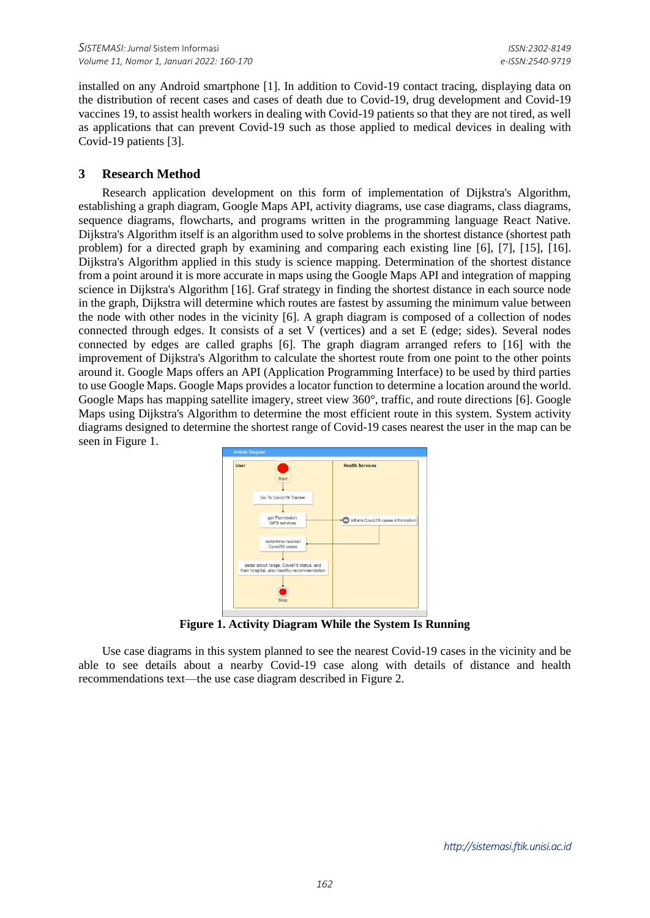installed on any Android smartphone [1]. In addition to Covid-19 contact tracing, displaying data on the distribution of recent cases and cases of death due to Covid-19, drug development and Covid-19 vaccines 19, to assist health workers in dealing with Covid-19 patients so that they are not tired, as well as applications that can prevent Covid-19 such as those applied to medical devices in dealing with Covid-19 patients [3].

## 3 Research Method

Research application development on this form of implementation of Dijkstra's Algorithm, establishing a graph diagram, Google Maps API, activity diagrams, use case diagrams, class diagrams, sequence diagrams, flowcharts, and programs written in the programming language React Native. Dijkstra's Algorithm itself is an algorithm used to solve problems in the shortest distance (shortest path problem) for a directed graph by examining and comparing each existing line [6], [7], [15], [16]. Dijkstra's Algorithm applied in this study is science mapping. Determination of the shortest distance from a point around it is more accurate in maps using the Google Maps API and integration of mapping science in Dijkstra's Algorithm [16]. Graf strategy in finding the shortest distance in each source node in the graph, Dijkstra will determine which routes are fastest by assuming the minimum value between the node with other nodes in the vicinity [6]. A graph diagram is composed of a collection of nodes connected through edges. It consists of a set V (vertices) and a set E (edge; sides). Several nodes connected by edges are called graphs [6]. The graph diagram arranged refers to [16] with the improvement of Dijkstra's Algorithm to calculate the shortest route from one point to the other points around it. Google Maps offers an API (Application Programming Interface) to be used by third parties to use Google Maps. Google Maps provides a locator function to determine a location around the world. Google Maps has mapping satellite imagery, street view 360°, traffic, and route directions [6]. Google Maps using Dijkstra's Algorithm to determine the most efficient route in this system. System activity diagrams designed to determine the shortest range of Covid-19 cases nearest the user in the map can be seen in Figure 1.

**Figure 1. Activity Diagram While the System Is Running**

Use case diagrams in this system planned to see the nearest Covid-19 cases in the vicinity and be able to see details about a nearby Covid-19 case along with details of distance and health recommendations text—the use case diagram described in Figure 2.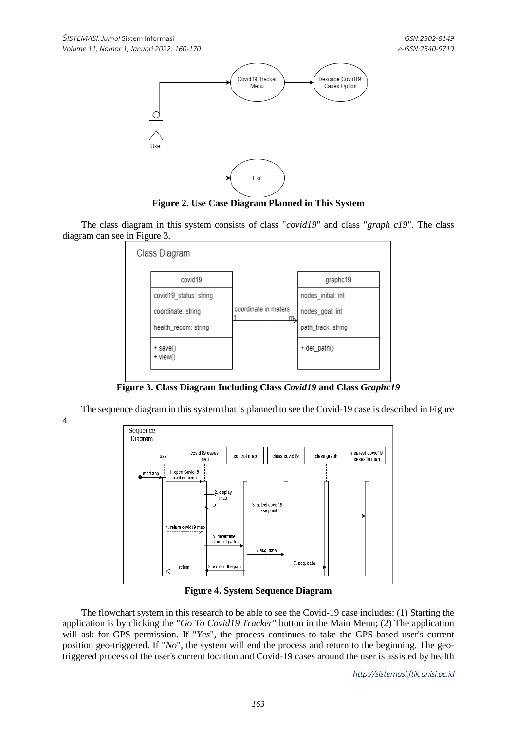**Figure 2. Use Case Diagram Planned in This System**

The class diagram in this system consists of class "*covid19*" and class "*graph c19*". The class diagram can see in Figure 3.

**Figure 3. Class Diagram Including Class *Covid19* and Class *Graphc19***

The sequence diagram in this system that is planned to see the Covid-19 case is described in Figure 4.

**Figure 4. System Sequence Diagram**

The flowchart system in this research to be able to see the Covid-19 case includes: (1) Starting the application is by clicking the "*Go To Covid19 Tracker*" button in the Main Menu; (2) The application will ask for GPS permission. If "*Yes*", the process continues to take the GPS-based user's current position geo-triggered. If "*No*", the system will end the process and return to the beginning. The geo-triggered process of the user's current location and Covid-19 cases around the user is assisted by health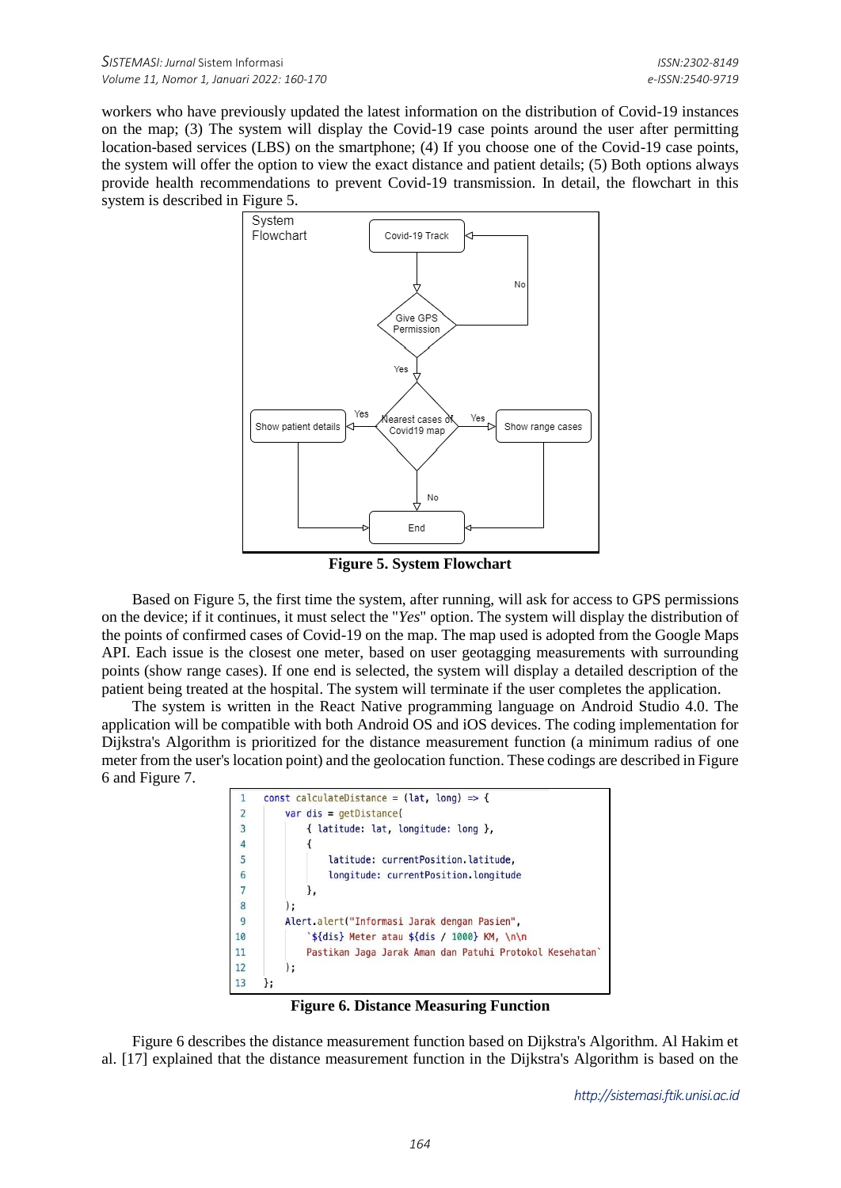workers who have previously updated the latest information on the distribution of Covid-19 instances on the map; (3) The system will display the Covid-19 case points around the user after permitting location-based services (LBS) on the smartphone; (4) If you choose one of the Covid-19 case points, the system will offer the option to view the exact distance and patient details; (5) Both options always provide health recommendations to prevent Covid-19 transmission. In detail, the flowchart in this system is described in Figure 5.

**Figure 5. System Flowchart**

Based on Figure 5, the first time the system, after running, will ask for access to GPS permissions on the device; if it continues, it must select the "*Yes*" option. The system will display the distribution of the points of confirmed cases of Covid-19 on the map. The map used is adopted from the Google Maps API. Each issue is the closest one meter, based on user geotagging measurements with surrounding points (show range cases). If one end is selected, the system will display a detailed description of the patient being treated at the hospital. The system will terminate if the user completes the application.

The system is written in the React Native programming language on Android Studio 4.0. The application will be compatible with both Android OS and iOS devices. The coding implementation for Dijkstra's Algorithm is prioritized for the distance measurement function (a minimum radius of one meter from the user's location point) and the geolocation function. These codings are described in Figure 6 and Figure 7.

```
1   const calculateDistance = (lat, long) => {
2       var dis = getDistance(
3           { latitude: lat, longitude: long },
4           {
5               latitude: currentPosition.latitude,
6               longitude: currentPosition.longitude
7           },
8       );
9       Alert.alert("Informasi Jarak dengan Pasien",
10          `${dis} Meter atau ${dis / 1000} KM, \n\n
11          Pastikan Jaga Jarak Aman dan Patuhi Protokol Kesehatan`
12      );
13  };
```

**Figure 6. Distance Measuring Function**

Figure 6 describes the distance measurement function based on Dijkstra's Algorithm. Al Hakim et al. [17] explained that the distance measurement function in the Dijkstra's Algorithm is based on the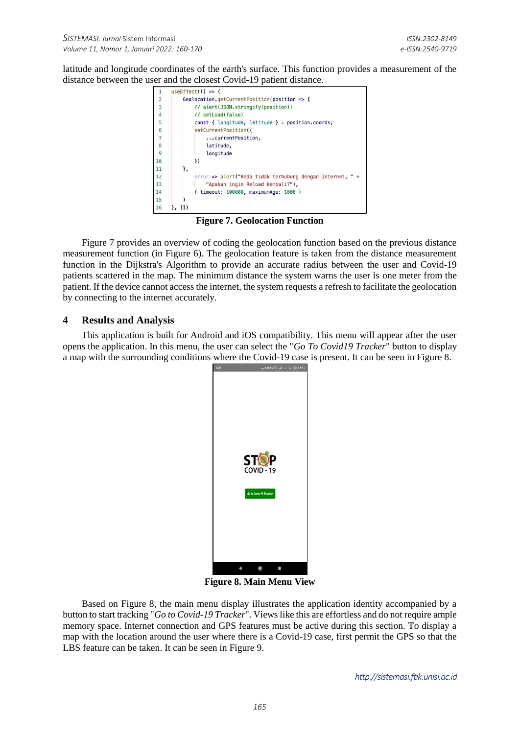latitude and longitude coordinates of the earth's surface. This function provides a measurement of the distance between the user and the closest Covid-19 patient distance.

```
1   useEffect(() => {
2       Geolocation.getCurrentPosition(position => {
3           // alert(JSON.stringify(position))
4           // setLoad(false)
5           const { longitude, latitude } = position.coords;
6           setCurrentPosition({
7               ...currentPosition,
8               latitude,
9               longitude
10          })
11      },
12          error => alert("Anda tidak terhubung dengan Internet, " +
13              "Apakah ingin Reload kembali?"),
14          { timeout: 100000, maximumAge: 1000 }
15      )
16  }, [])
```

**Figure 7. Geolocation Function**

Figure 7 provides an overview of coding the geolocation function based on the previous distance measurement function (in Figure 6). The geolocation feature is taken from the distance measurement function in the Dijkstra's Algorithm to provide an accurate radius between the user and Covid-19 patients scattered in the map. The minimum distance the system warns the user is one meter from the patient. If the device cannot access the internet, the system requests a refresh to facilitate the geolocation by connecting to the internet accurately.

## 4 Results and Analysis

This application is built for Android and iOS compatibility. This menu will appear after the user opens the application. In this menu, the user can select the "*Go To Covid19 Tracker*" button to display a map with the surrounding conditions where the Covid-19 case is present. It can be seen in Figure 8.

**Figure 8. Main Menu View**

Based on Figure 8, the main menu display illustrates the application identity accompanied by a button to start tracking "*Go to Covid-19 Tracker*". Views like this are effortless and do not require ample memory space. Internet connection and GPS features must be active during this section. To display a map with the location around the user where there is a Covid-19 case, first permit the GPS so that the LBS feature can be taken. It can be seen in Figure 9.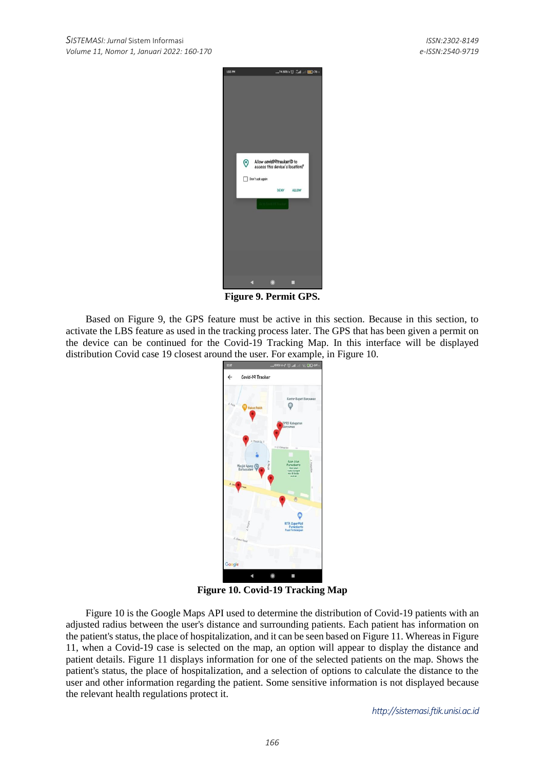Figure 9. Permit GPS.

Based on Figure 9, the GPS feature must be active in this section. Because in this section, to activate the LBS feature as used in the tracking process later. The GPS that has been given a permit on the device can be continued for the Covid-19 Tracking Map. In this interface will be displayed distribution Covid case 19 closest around the user. For example, in Figure 10.

Figure 10. Covid-19 Tracking Map

Figure 10 is the Google Maps API used to determine the distribution of Covid-19 patients with an adjusted radius between the user's distance and surrounding patients. Each patient has information on the patient's status, the place of hospitalization, and it can be seen based on Figure 11. Whereas in Figure 11, when a Covid-19 case is selected on the map, an option will appear to display the distance and patient details. Figure 11 displays information for one of the selected patients on the map. Shows the patient's status, the place of hospitalization, and a selection of options to calculate the distance to the user and other information regarding the patient. Some sensitive information is not displayed because the relevant health regulations protect it.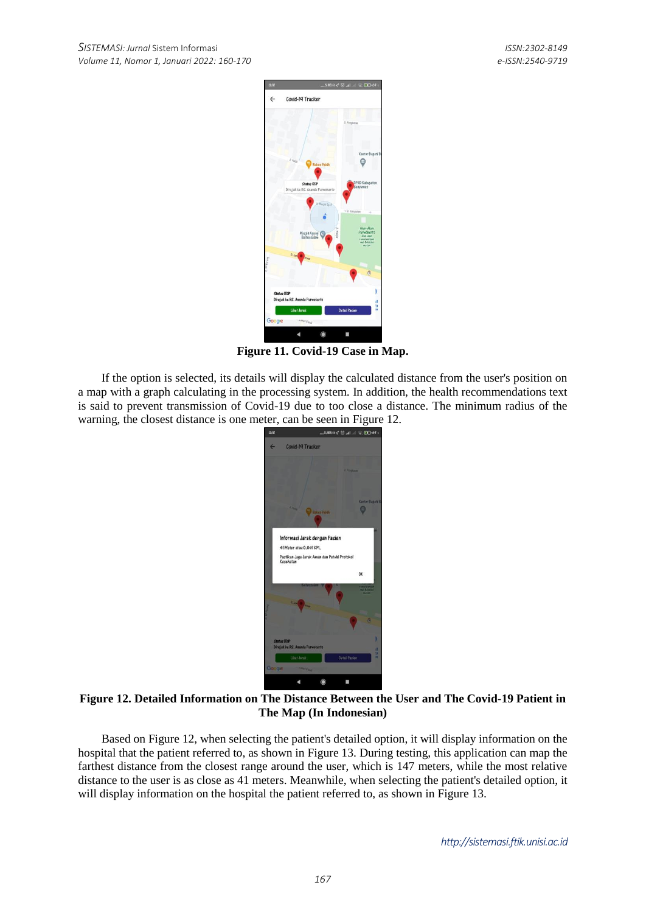**Figure 11. Covid-19 Case in Map.**

If the option is selected, its details will display the calculated distance from the user's position on a map with a graph calculating in the processing system. In addition, the health recommendations text is said to prevent transmission of Covid-19 due to too close a distance. The minimum radius of the warning, the closest distance is one meter, can be seen in Figure 12.

**Figure 12. Detailed Information on The Distance Between the User and The Covid-19 Patient in The Map (In Indonesian)**

Based on Figure 12, when selecting the patient's detailed option, it will display information on the hospital that the patient referred to, as shown in Figure 13. During testing, this application can map the farthest distance from the closest range around the user, which is 147 meters, while the most relative distance to the user is as close as 41 meters. Meanwhile, when selecting the patient's detailed option, it will display information on the hospital the patient referred to, as shown in Figure 13.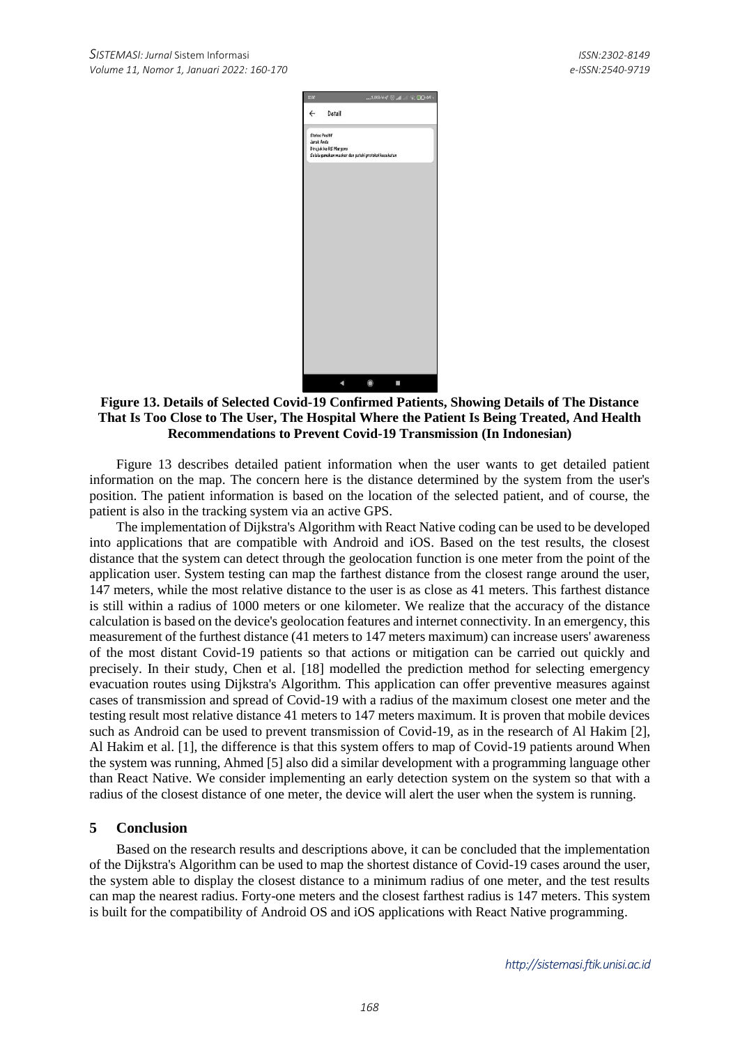**Figure 13. Details of Selected Covid-19 Confirmed Patients, Showing Details of The Distance That Is Too Close to The User, The Hospital Where the Patient Is Being Treated, And Health Recommendations to Prevent Covid-19 Transmission (In Indonesian)**

Figure 13 describes detailed patient information when the user wants to get detailed patient information on the map. The concern here is the distance determined by the system from the user's position. The patient information is based on the location of the selected patient, and of course, the patient is also in the tracking system via an active GPS.

The implementation of Dijkstra's Algorithm with React Native coding can be used to be developed into applications that are compatible with Android and iOS. Based on the test results, the closest distance that the system can detect through the geolocation function is one meter from the point of the application user. System testing can map the farthest distance from the closest range around the user, 147 meters, while the most relative distance to the user is as close as 41 meters. This farthest distance is still within a radius of 1000 meters or one kilometer. We realize that the accuracy of the distance calculation is based on the device's geolocation features and internet connectivity. In an emergency, this measurement of the furthest distance (41 meters to 147 meters maximum) can increase users' awareness of the most distant Covid-19 patients so that actions or mitigation can be carried out quickly and precisely. In their study, Chen et al. [18] modelled the prediction method for selecting emergency evacuation routes using Dijkstra's Algorithm. This application can offer preventive measures against cases of transmission and spread of Covid-19 with a radius of the maximum closest one meter and the testing result most relative distance 41 meters to 147 meters maximum. It is proven that mobile devices such as Android can be used to prevent transmission of Covid-19, as in the research of Al Hakim [2], Al Hakim et al. [1], the difference is that this system offers to map of Covid-19 patients around When the system was running, Ahmed [5] also did a similar development with a programming language other than React Native. We consider implementing an early detection system on the system so that with a radius of the closest distance of one meter, the device will alert the user when the system is running.

## 5 Conclusion

Based on the research results and descriptions above, it can be concluded that the implementation of the Dijkstra's Algorithm can be used to map the shortest distance of Covid-19 cases around the user, the system able to display the closest distance to a minimum radius of one meter, and the test results can map the nearest radius. Forty-one meters and the closest farthest radius is 147 meters. This system is built for the compatibility of Android OS and iOS applications with React Native programming.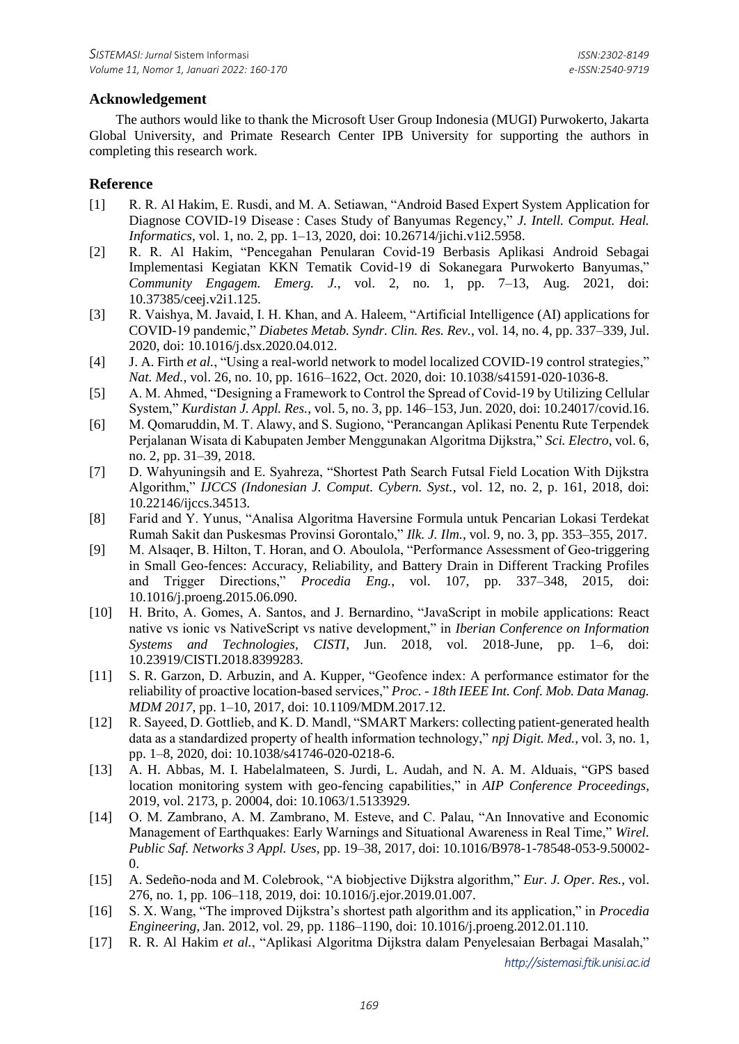## Acknowledgement

The authors would like to thank the Microsoft User Group Indonesia (MUGI) Purwokerto, Jakarta Global University, and Primate Research Center IPB University for supporting the authors in completing this research work.

## Reference

[1] R. R. Al Hakim, E. Rusdi, and M. A. Setiawan, "Android Based Expert System Application for Diagnose COVID-19 Disease : Cases Study of Banyumas Regency," *J. Intell. Comput. Heal. Informatics*, vol. 1, no. 2, pp. 1–13, 2020, doi: 10.26714/jichi.v1i2.5958.

[2] R. R. Al Hakim, "Pencegahan Penularan Covid-19 Berbasis Aplikasi Android Sebagai Implementasi Kegiatan KKN Tematik Covid-19 di Sokanegara Purwokerto Banyumas," *Community Engagem. Emerg. J.*, vol. 2, no. 1, pp. 7–13, Aug. 2021, doi: 10.37385/ceej.v2i1.125.

[3] R. Vaishya, M. Javaid, I. H. Khan, and A. Haleem, "Artificial Intelligence (AI) applications for COVID-19 pandemic," *Diabetes Metab. Syndr. Clin. Res. Rev.*, vol. 14, no. 4, pp. 337–339, Jul. 2020, doi: 10.1016/j.dsx.2020.04.012.

[4] J. A. Firth *et al.*, "Using a real-world network to model localized COVID-19 control strategies," *Nat. Med.*, vol. 26, no. 10, pp. 1616–1622, Oct. 2020, doi: 10.1038/s41591-020-1036-8.

[5] A. M. Ahmed, "Designing a Framework to Control the Spread of Covid-19 by Utilizing Cellular System," *Kurdistan J. Appl. Res.*, vol. 5, no. 3, pp. 146–153, Jun. 2020, doi: 10.24017/covid.16.

[6] M. Qomaruddin, M. T. Alawy, and S. Sugiono, "Perancangan Aplikasi Penentu Rute Terpendek Perjalanan Wisata di Kabupaten Jember Menggunakan Algoritma Dijkstra," *Sci. Electro*, vol. 6, no. 2, pp. 31–39, 2018.

[7] D. Wahyuningsih and E. Syahreza, "Shortest Path Search Futsal Field Location With Dijkstra Algorithm," *IJCCS (Indonesian J. Comput. Cybern. Syst.*, vol. 12, no. 2, p. 161, 2018, doi: 10.22146/ijccs.34513.

[8] Farid and Y. Yunus, "Analisa Algoritma Haversine Formula untuk Pencarian Lokasi Terdekat Rumah Sakit dan Puskesmas Provinsi Gorontalo," *Ilk. J. Ilm.*, vol. 9, no. 3, pp. 353–355, 2017.

[9] M. Alsaqer, B. Hilton, T. Horan, and O. Aboulola, "Performance Assessment of Geo-triggering in Small Geo-fences: Accuracy, Reliability, and Battery Drain in Different Tracking Profiles and Trigger Directions," *Procedia Eng.*, vol. 107, pp. 337–348, 2015, doi: 10.1016/j.proeng.2015.06.090.

[10] H. Brito, A. Gomes, A. Santos, and J. Bernardino, "JavaScript in mobile applications: React native vs ionic vs NativeScript vs native development," in *Iberian Conference on Information Systems and Technologies, CISTI*, Jun. 2018, vol. 2018-June, pp. 1–6, doi: 10.23919/CISTI.2018.8399283.

[11] S. R. Garzon, D. Arbuzin, and A. Kupper, "Geofence index: A performance estimator for the reliability of proactive location-based services," *Proc. - 18th IEEE Int. Conf. Mob. Data Manag. MDM 2017*, pp. 1–10, 2017, doi: 10.1109/MDM.2017.12.

[12] R. Sayeed, D. Gottlieb, and K. D. Mandl, "SMART Markers: collecting patient-generated health data as a standardized property of health information technology," *npj Digit. Med.*, vol. 3, no. 1, pp. 1–8, 2020, doi: 10.1038/s41746-020-0218-6.

[13] A. H. Abbas, M. I. Habelalmateen, S. Jurdi, L. Audah, and N. A. M. Alduais, "GPS based location monitoring system with geo-fencing capabilities," in *AIP Conference Proceedings*, 2019, vol. 2173, p. 20004, doi: 10.1063/1.5133929.

[14] O. M. Zambrano, A. M. Zambrano, M. Esteve, and C. Palau, "An Innovative and Economic Management of Earthquakes: Early Warnings and Situational Awareness in Real Time," *Wirel. Public Saf. Networks 3 Appl. Uses*, pp. 19–38, 2017, doi: 10.1016/B978-1-78548-053-9.50002-0.

[15] A. Sedeño-noda and M. Colebrook, "A biobjective Dijkstra algorithm," *Eur. J. Oper. Res.*, vol. 276, no. 1, pp. 106–118, 2019, doi: 10.1016/j.ejor.2019.01.007.

[16] S. X. Wang, "The improved Dijkstra's shortest path algorithm and its application," in *Procedia Engineering*, Jan. 2012, vol. 29, pp. 1186–1190, doi: 10.1016/j.proeng.2012.01.110.

[17] R. R. Al Hakim *et al.*, "Aplikasi Algoritma Dijkstra dalam Penyelesaian Berbagai Masalah,"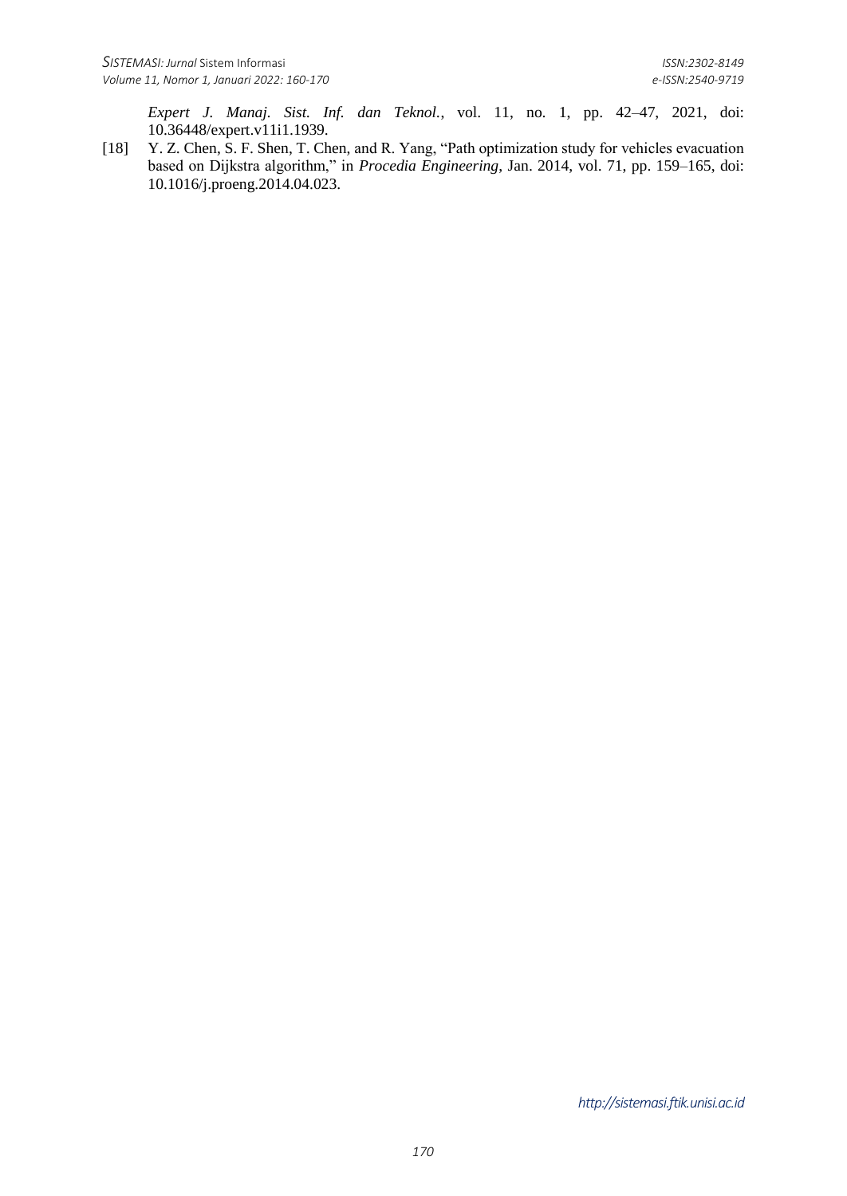*Expert J. Manaj. Sist. Inf. dan Teknol.*, vol. 11, no. 1, pp. 42–47, 2021, doi: 10.36448/expert.v11i1.1939.

[18] Y. Z. Chen, S. F. Shen, T. Chen, and R. Yang, "Path optimization study for vehicles evacuation based on Dijkstra algorithm," in *Procedia Engineering*, Jan. 2014, vol. 71, pp. 159–165, doi: 10.1016/j.proeng.2014.04.023.